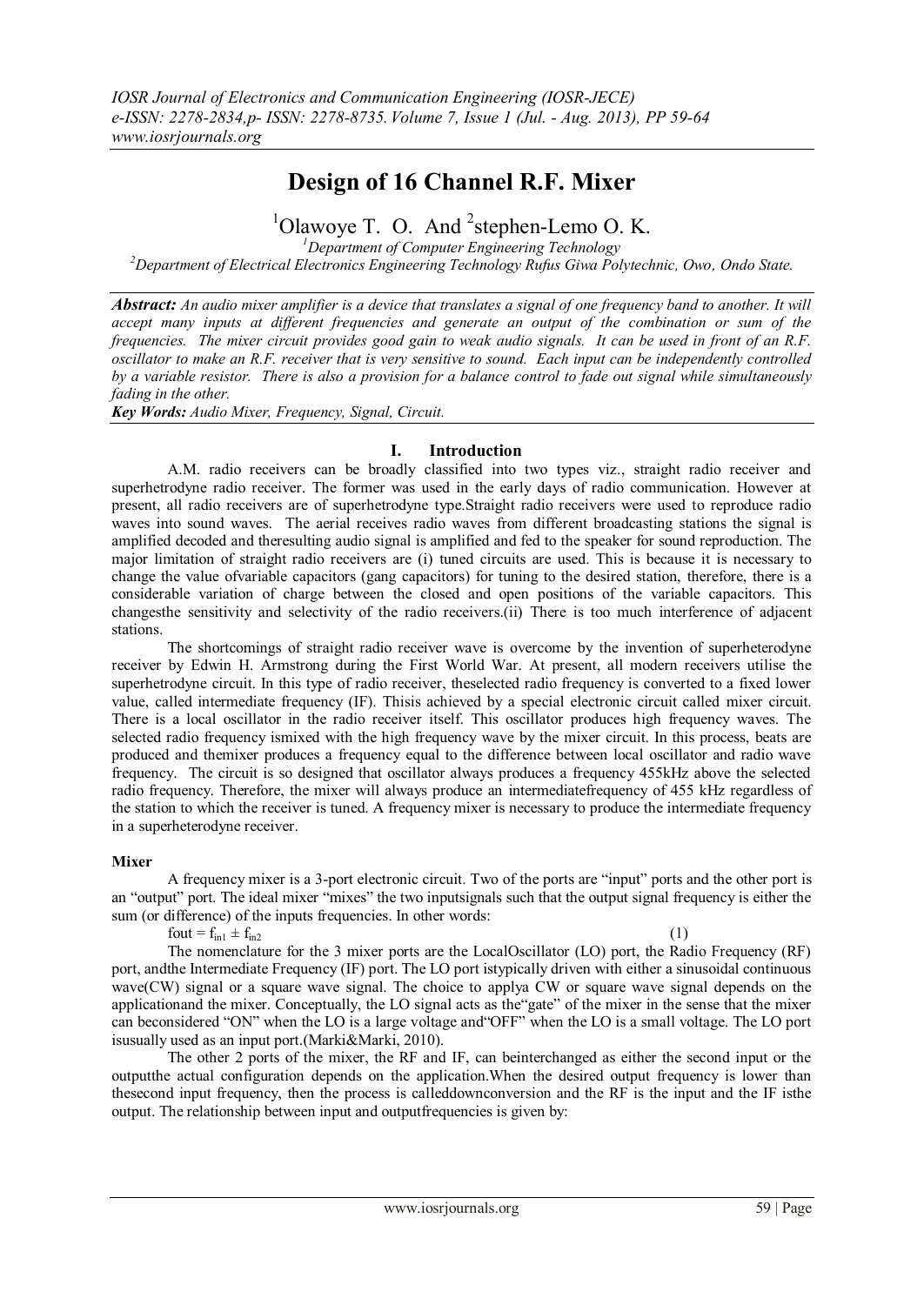# Design of 16 Channel R.F. Mixer

[1]Olawoye T. O. And [2]stephen-Lemo O. K.

[1]*Department of Computer Engineering Technology*
[2]*Department of Electrical Electronics Engineering Technology Rufus Giwa Polytechnic, Owo, Ondo State.*

***Abstract:*** *An audio mixer amplifier is a device that translates a signal of one frequency band to another. It will accept many inputs at different frequencies and generate an output of the combination or sum of the frequencies. The mixer circuit provides good gain to weak audio signals. It can be used in front of an R.F. oscillator to make an R.F. receiver that is very sensitive to sound. Each input can be independently controlled by a variable resistor. There is also a provision for a balance control to fade out signal while simultaneously fading in the other.*

***Key Words:*** *Audio Mixer, Frequency, Signal, Circuit.*

## I. Introduction

A.M. radio receivers can be broadly classified into two types viz., straight radio receiver and superhetrodyne radio receiver. The former was used in the early days of radio communication. However at present, all radio receivers are of superhetrodyne type.Straight radio receivers were used to reproduce radio waves into sound waves. The aerial receives radio waves from different broadcasting stations the signal is amplified decoded and theresulting audio signal is amplified and fed to the speaker for sound reproduction. The major limitation of straight radio receivers are (i) tuned circuits are used. This is because it is necessary to change the value ofvariable capacitors (gang capacitors) for tuning to the desired station, therefore, there is a considerable variation of charge between the closed and open positions of the variable capacitors. This changesthe sensitivity and selectivity of the radio receivers.(ii) There is too much interference of adjacent stations.

The shortcomings of straight radio receiver wave is overcome by the invention of superheterodyne receiver by Edwin H. Armstrong during the First World War. At present, all modern receivers utilise the superhetrodyne circuit. In this type of radio receiver, theselected radio frequency is converted to a fixed lower value, called intermediate frequency (IF). Thisis achieved by a special electronic circuit called mixer circuit. There is a local oscillator in the radio receiver itself. This oscillator produces high frequency waves. The selected radio frequency ismixed with the high frequency wave by the mixer circuit. In this process, beats are produced and themixer produces a frequency equal to the difference between local oscillator and radio wave frequency. The circuit is so designed that oscillator always produces a frequency 455kHz above the selected radio frequency. Therefore, the mixer will always produce an intermediatefrequency of 455 kHz regardless of the station to which the receiver is tuned. A frequency mixer is necessary to produce the intermediate frequency in a superheterodyne receiver.

### Mixer

A frequency mixer is a 3-port electronic circuit. Two of the ports are "input" ports and the other port is an "output" port. The ideal mixer "mixes" the two inputsignals such that the output signal frequency is either the sum (or difference) of the inputs frequencies. In other words:

$$f_{out} = f_{in1} \pm f_{in2} \qquad (1)$$

The nomenclature for the 3 mixer ports are the LocalOscillator (LO) port, the Radio Frequency (RF) port, andthe Intermediate Frequency (IF) port. The LO port istypically driven with either a sinusoidal continuous wave(CW) signal or a square wave signal. The choice to applya CW or square wave signal depends on the applicationand the mixer. Conceptually, the LO signal acts as the"gate" of the mixer in the sense that the mixer can beconsidered "ON" when the LO is a large voltage and"OFF" when the LO is a small voltage. The LO port isusually used as an input port.(Marki&Marki, 2010).

The other 2 ports of the mixer, the RF and IF, can beinterchanged as either the second input or the outputthe actual configuration depends on the application.When the desired output frequency is lower than thesecond input frequency, then the process is calleddownconversion and the RF is the input and the IF isthe output. The relationship between input and outputfrequencies is given by: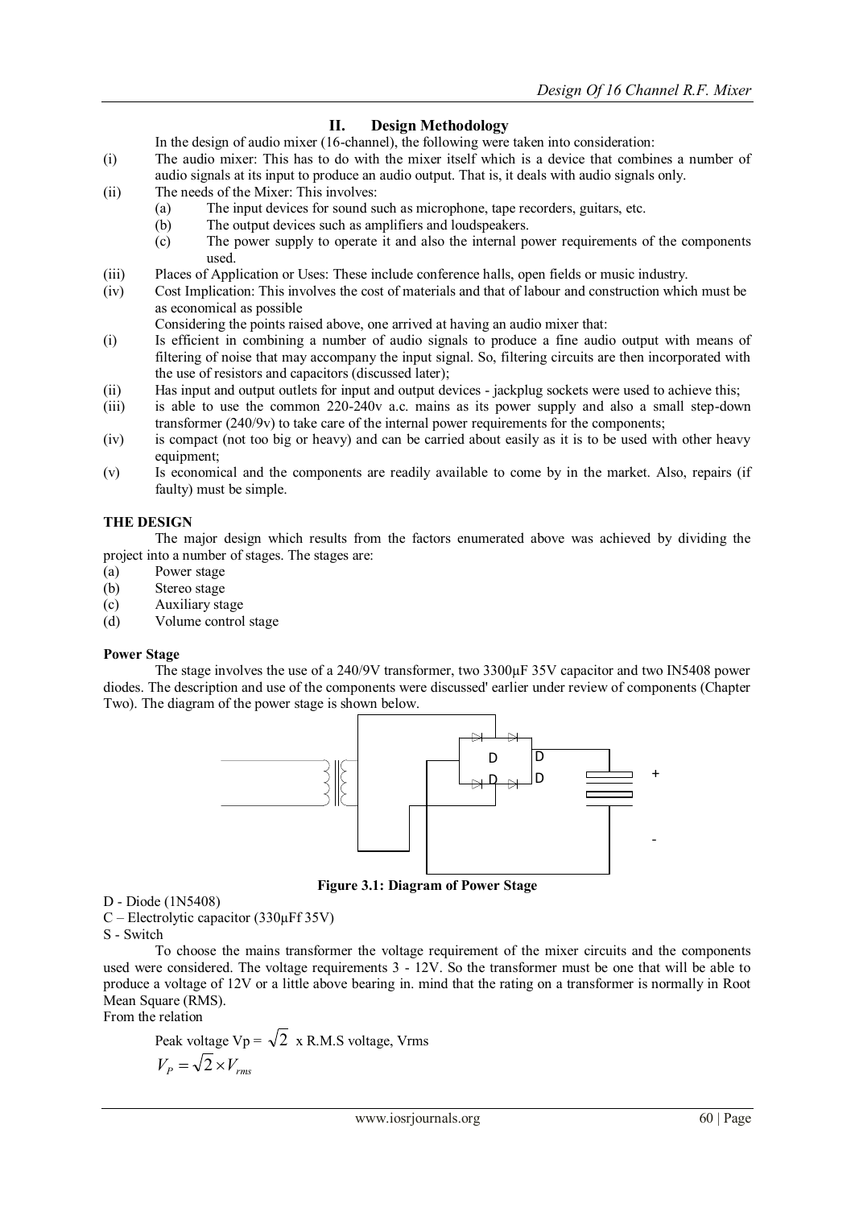## II. Design Methodology

In the design of audio mixer (16-channel), the following were taken into consideration:

(i) The audio mixer: This has to do with the mixer itself which is a device that combines a number of audio signals at its input to produce an audio output. That is, it deals with audio signals only.

(ii) The needs of the Mixer: This involves:
   (a) The input devices for sound such as microphone, tape recorders, guitars, etc.
   (b) The output devices such as amplifiers and loudspeakers.
   (c) The power supply to operate it and also the internal power requirements of the components used.

(iii) Places of Application or Uses: These include conference halls, open fields or music industry.

(iv) Cost Implication: This involves the cost of materials and that of labour and construction which must be as economical as possible

Considering the points raised above, one arrived at having an audio mixer that:

(i) Is efficient in combining a number of audio signals to produce a fine audio output with means of filtering of noise that may accompany the input signal. So, filtering circuits are then incorporated with the use of resistors and capacitors (discussed later);

(ii) Has input and output outlets for input and output devices - jackplug sockets were used to achieve this;

(iii) is able to use the common 220-240v a.c. mains as its power supply and also a small step-down transformer (240/9v) to take care of the internal power requirements for the components;

(iv) is compact (not too big or heavy) and can be carried about easily as it is to be used with other heavy equipment;

(v) Is economical and the components are readily available to come by in the market. Also, repairs (if faulty) must be simple.

**THE DESIGN**

The major design which results from the factors enumerated above was achieved by dividing the project into a number of stages. The stages are:

(a) Power stage
(b) Stereo stage
(c) Auxiliary stage
(d) Volume control stage

**Power Stage**

The stage involves the use of a 240/9V transformer, two 3300µF 35V capacitor and two IN5408 power diodes. The description and use of the components were discussed' earlier under review of components (Chapter Two). The diagram of the power stage is shown below.

**Figure 3.1: Diagram of Power Stage**

D - Diode (1N5408)
C – Electrolytic capacitor (330µFf 35V)
S - Switch

To choose the mains transformer the voltage requirement of the mixer circuits and the components used were considered. The voltage requirements 3 - 12V. So the transformer must be one that will be able to produce a voltage of 12V or a little above bearing in. mind that the rating on a transformer is normally in Root Mean Square (RMS).

From the relation

Peak voltage Vp = $\sqrt{2}$ x R.M.S voltage, Vrms

$$V_P = \sqrt{2} \times V_{rms}$$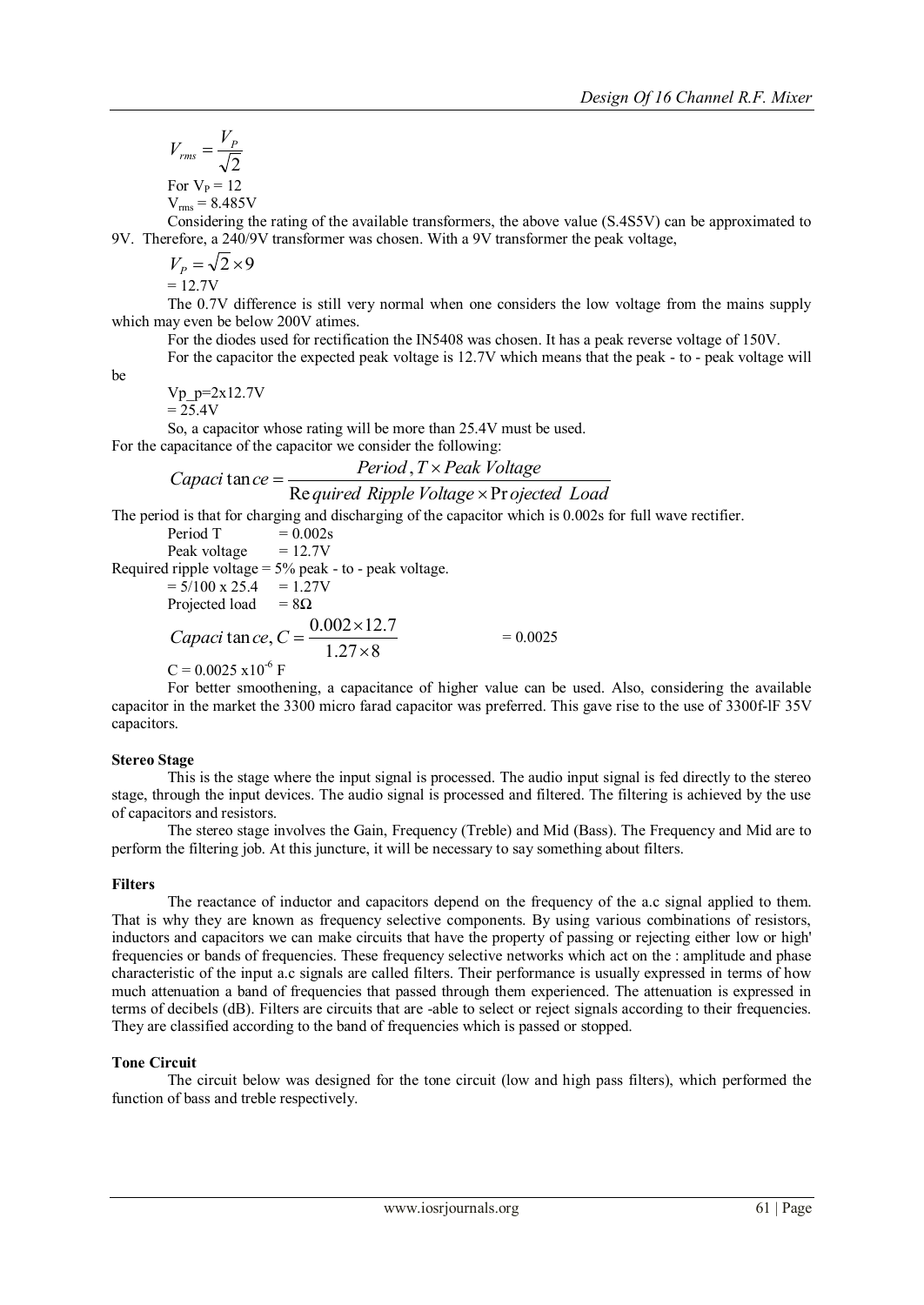$$V_{rms} = \frac{V_P}{\sqrt{2}}$$

For $V_P = 12$

$V_{rms} = 8.485V$

Considering the rating of the available transformers, the above value (S.4S5V) can be approximated to 9V. Therefore, a 240/9V transformer was chosen. With a 9V transformer the peak voltage,

$$V_P = \sqrt{2} \times 9$$

= 12.7V

The 0.7V difference is still very normal when one considers the low voltage from the mains supply which may even be below 200V atimes.

For the diodes used for rectification the IN5408 was chosen. It has a peak reverse voltage of 150V.

For the capacitor the expected peak voltage is 12.7V which means that the peak - to - peak voltage will be

Vp_p=2x12.7V

= 25.4V

So, a capacitor whose rating will be more than 25.4V must be used.

For the capacitance of the capacitor we consider the following:

$$Capacitance = \frac{Period, T \times Peak\ Voltage}{Required\ Ripple\ Voltage \times Projected\ Load}$$

The period is that for charging and discharging of the capacitor which is 0.002s for full wave rectifier.

Period T = 0.002s

Peak voltage = 12.7V

Required ripple voltage = 5% peak - to - peak voltage.

= 5/100 x 25.4 = 1.27V

Projected load = 8Ω

$$Capacitance, C = \frac{0.002 \times 12.7}{1.27 \times 8} = 0.0025$$

$C = 0.0025 \times 10^{-6}$ F

For better smoothening, a capacitance of higher value can be used. Also, considering the available capacitor in the market the 3300 micro farad capacitor was preferred. This gave rise to the use of 3300f-lF 35V capacitors.

**Stereo Stage**

This is the stage where the input signal is processed. The audio input signal is fed directly to the stereo stage, through the input devices. The audio signal is processed and filtered. The filtering is achieved by the use of capacitors and resistors.

The stereo stage involves the Gain, Frequency (Treble) and Mid (Bass). The Frequency and Mid are to perform the filtering job. At this juncture, it will be necessary to say something about filters.

**Filters**

The reactance of inductor and capacitors depend on the frequency of the a.c signal applied to them. That is why they are known as frequency selective components. By using various combinations of resistors, inductors and capacitors we can make circuits that have the property of passing or rejecting either low or high' frequencies or bands of frequencies. These frequency selective networks which act on the : amplitude and phase characteristic of the input a.c signals are called filters. Their performance is usually expressed in terms of how much attenuation a band of frequencies that passed through them experienced. The attenuation is expressed in terms of decibels (dB). Filters are circuits that are -able to select or reject signals according to their frequencies. They are classified according to the band of frequencies which is passed or stopped.

**Tone Circuit**

The circuit below was designed for the tone circuit (low and high pass filters), which performed the function of bass and treble respectively.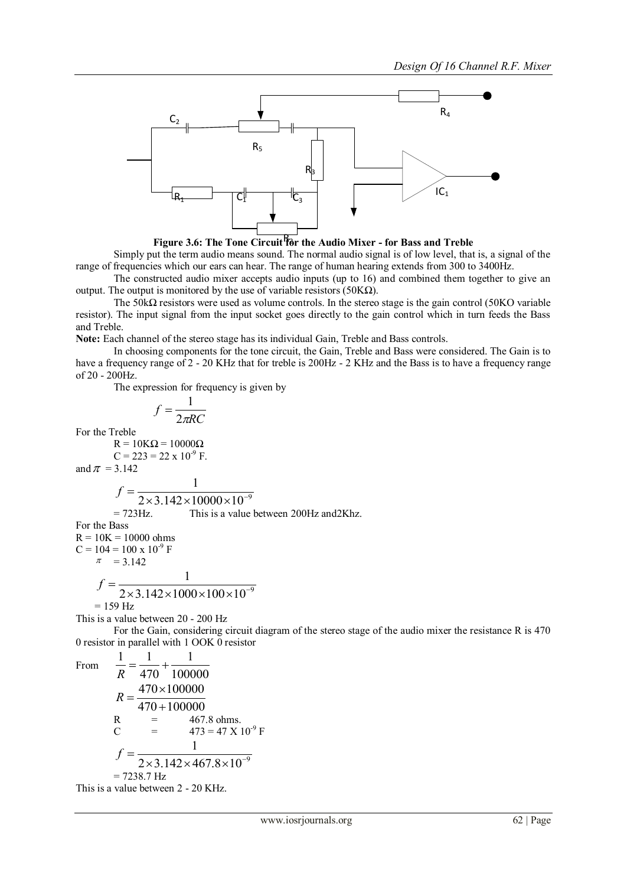Figure 3.6: The Tone Circuit for the Audio Mixer - for Bass and Treble

Simply put the term audio means sound. The normal audio signal is of low level, that is, a signal of the range of frequencies which our ears can hear. The range of human hearing extends from 300 to 3400Hz.

The constructed audio mixer accepts audio inputs (up to 16) and combined them together to give an output. The output is monitored by the use of variable resistors (50KΩ).

The 50kΩ resistors were used as volume controls. In the stereo stage is the gain control (50KO variable resistor). The input signal from the input socket goes directly to the gain control which in turn feeds the Bass and Treble.

**Note:** Each channel of the stereo stage has its individual Gain, Treble and Bass controls.

In choosing components for the tone circuit, the Gain, Treble and Bass were considered. The Gain is to have a frequency range of 2 - 20 KHz that for treble is 200Hz - 2 KHz and the Bass is to have a frequency range of 20 - 200Hz.

The expression for frequency is given by

$$f = \frac{1}{2\pi RC}$$

For the Treble

$R = 10K\Omega = 10000\Omega$

$C = 223 = 22 \times 10^{-9}$ F.

and $\pi = 3.142$

$$f = \frac{1}{2 \times 3.142 \times 10000 \times 10^{-9}}$$

= 723Hz. This is a value between 200Hz and2Khz.

For the Bass

R = 10K = 10000 ohms

$C = 104 = 100 \times 10^{-9}$ F

$\pi = 3.142$

$$f = \frac{1}{2 \times 3.142 \times 1000 \times 100 \times 10^{-9}}$$

= 159 Hz

This is a value between 20 - 200 Hz

For the Gain, considering circuit diagram of the stereo stage of the audio mixer the resistance R is 470 0 resistor in parallel with 1 OOK 0 resistor

From $$\frac{1}{R} = \frac{1}{470} + \frac{1}{100000}$$

$$R = \frac{470 \times 100000}{470 + 100000}$$

R = 467.8 ohms.

$C = 473 = 47 \times 10^{-9}$ F

$$f = \frac{1}{2 \times 3.142 \times 467.8 \times 10^{-9}}$$

= 7238.7 Hz

This is a value between 2 - 20 KHz.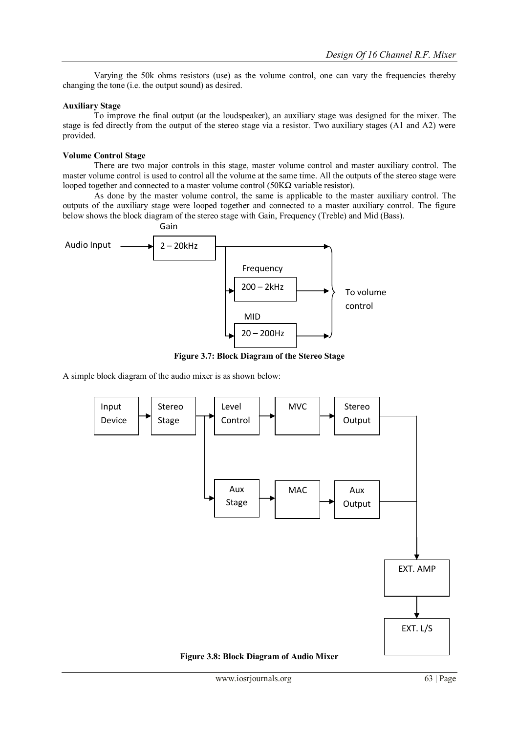Varying the 50k ohms resistors (use) as the volume control, one can vary the frequencies thereby changing the tone (i.e. the output sound) as desired.

**Auxiliary Stage**

To improve the final output (at the loudspeaker), an auxiliary stage was designed for the mixer. The stage is fed directly from the output of the stereo stage via a resistor. Two auxiliary stages (A1 and A2) were provided.

**Volume Control Stage**

There are two major controls in this stage, master volume control and master auxiliary control. The master volume control is used to control all the volume at the same time. All the outputs of the stereo stage were looped together and connected to a master volume control (50KΩ variable resistor).

As done by the master volume control, the same is applicable to the master auxiliary control. The outputs of the auxiliary stage were looped together and connected to a master auxiliary control. The figure below shows the block diagram of the stereo stage with Gain, Frequency (Treble) and Mid (Bass).

Gain

Audio Input → 2 – 20kHz

Frequency: 200 – 2kHz

MID: 20 – 200Hz

To volume control

**Figure 3.7: Block Diagram of the Stereo Stage**

A simple block diagram of the audio mixer is as shown below:

Input Device → Stereo Stage → Level Control → MVC → Stereo Output

Stereo Stage → Aux Stage → MAC → Aux Output

Stereo Output / Aux Output → EXT. AMP → EXT. L/S

**Figure 3.8: Block Diagram of Audio Mixer**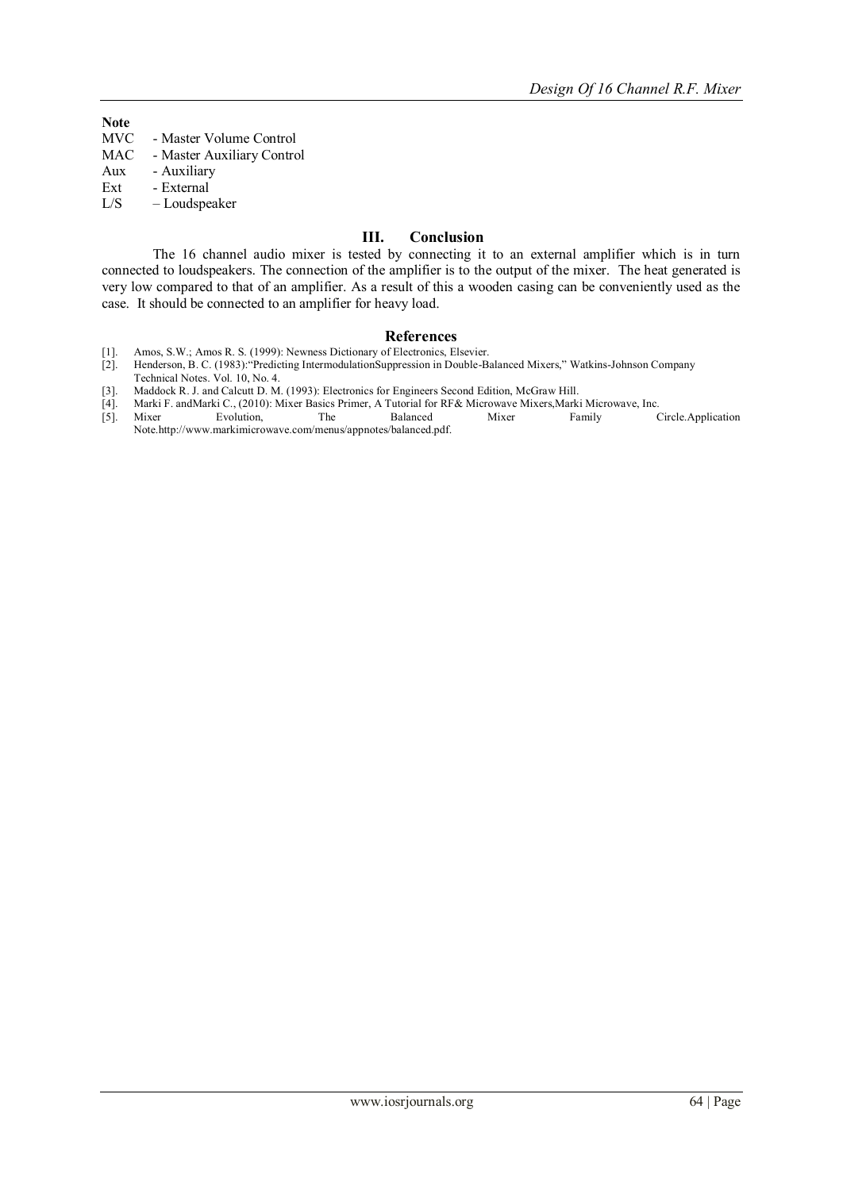**Note**

MVC - Master Volume Control
MAC - Master Auxiliary Control
Aux - Auxiliary
Ext - External
L/S – Loudspeaker

## III. Conclusion

The 16 channel audio mixer is tested by connecting it to an external amplifier which is in turn connected to loudspeakers. The connection of the amplifier is to the output of the mixer. The heat generated is very low compared to that of an amplifier. As a result of this a wooden casing can be conveniently used as the case. It should be connected to an amplifier for heavy load.

## References

[1]. Amos, S.W.; Amos R. S. (1999): Newness Dictionary of Electronics, Elsevier.
[2]. Henderson, B. C. (1983):"Predicting IntermodulationSuppression in Double-Balanced Mixers," Watkins-Johnson Company Technical Notes. Vol. 10, No. 4.
[3]. Maddock R. J. and Calcutt D. M. (1993): Electronics for Engineers Second Edition, McGraw Hill.
[4]. Marki F. andMarki C., (2010): Mixer Basics Primer, A Tutorial for RF& Microwave Mixers,Marki Microwave, Inc.
[5]. Mixer Evolution, The Balanced Mixer Family Circle.Application Note.http://www.markimicrowave.com/menus/appnotes/balanced.pdf.